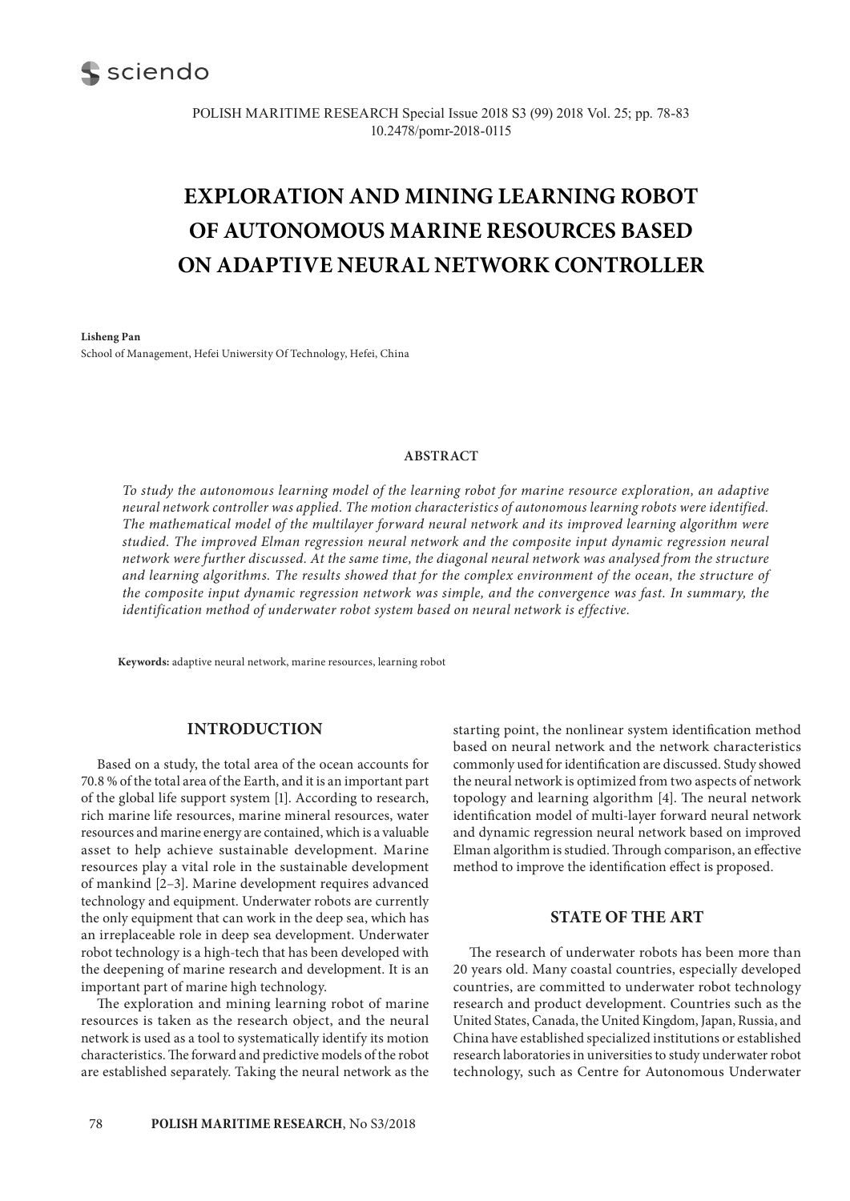# EXPLORATION AND MINING LEARNING ROBOT OF AUTONOMOUS MARINE RESOURCES BASED ON ADAPTIVE NEURAL NETWORK CONTROLLER

**Lisheng Pan**
School of Management, Hefei Uniwersity Of Technology, Hefei, China

## ABSTRACT

*To study the autonomous learning model of the learning robot for marine resource exploration, an adaptive neural network controller was applied. The motion characteristics of autonomous learning robots were identified. The mathematical model of the multilayer forward neural network and its improved learning algorithm were studied. The improved Elman regression neural network and the composite input dynamic regression neural network were further discussed. At the same time, the diagonal neural network was analysed from the structure and learning algorithms. The results showed that for the complex environment of the ocean, the structure of the composite input dynamic regression network was simple, and the convergence was fast. In summary, the identification method of underwater robot system based on neural network is effective.*

**Keywords:** adaptive neural network, marine resources, learning robot

## INTRODUCTION

Based on a study, the total area of the ocean accounts for 70.8 % of the total area of the Earth, and it is an important part of the global life support system [1]. According to research, rich marine life resources, marine mineral resources, water resources and marine energy are contained, which is a valuable asset to help achieve sustainable development. Marine resources play a vital role in the sustainable development of mankind [2–3]. Marine development requires advanced technology and equipment. Underwater robots are currently the only equipment that can work in the deep sea, which has an irreplaceable role in deep sea development. Underwater robot technology is a high-tech that has been developed with the deepening of marine research and development. It is an important part of marine high technology.

The exploration and mining learning robot of marine resources is taken as the research object, and the neural network is used as a tool to systematically identify its motion characteristics. The forward and predictive models of the robot are established separately. Taking the neural network as the starting point, the nonlinear system identification method based on neural network and the network characteristics commonly used for identification are discussed. Study showed the neural network is optimized from two aspects of network topology and learning algorithm [4]. The neural network identification model of multi-layer forward neural network and dynamic regression neural network based on improved Elman algorithm is studied. Through comparison, an effective method to improve the identification effect is proposed.

## STATE OF THE ART

The research of underwater robots has been more than 20 years old. Many coastal countries, especially developed countries, are committed to underwater robot technology research and product development. Countries such as the United States, Canada, the United Kingdom, Japan, Russia, and China have established specialized institutions or established research laboratories in universities to study underwater robot technology, such as Centre for Autonomous Underwater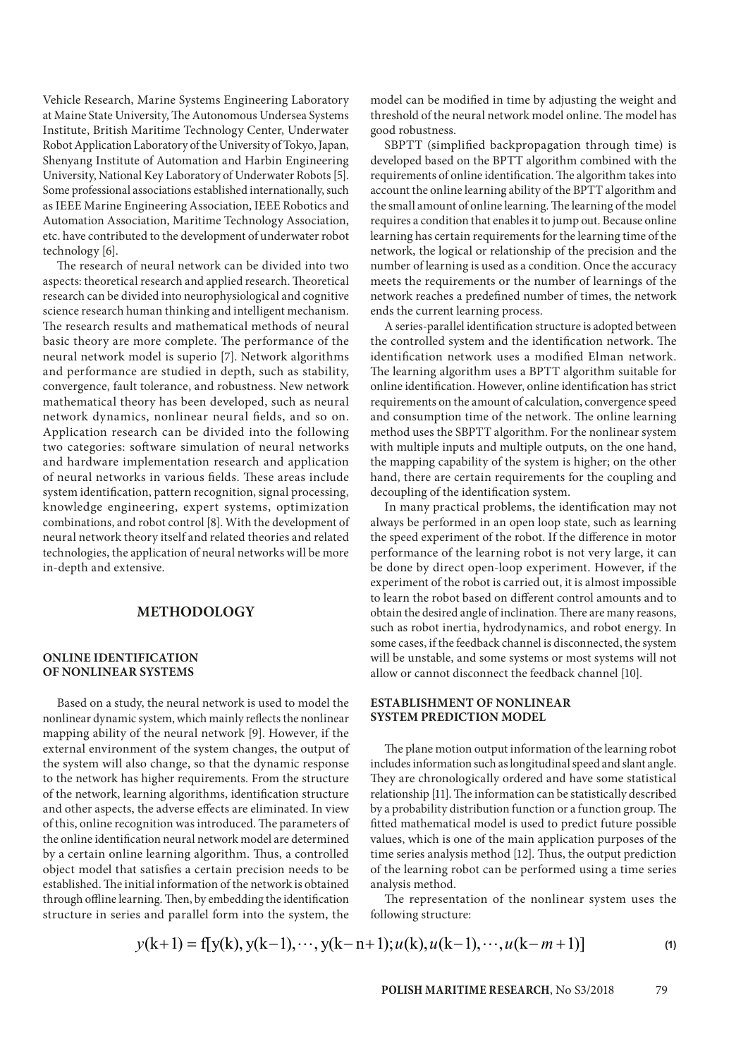Vehicle Research, Marine Systems Engineering Laboratory at Maine State University, The Autonomous Undersea Systems Institute, British Maritime Technology Center, Underwater Robot Application Laboratory of the University of Tokyo, Japan, Shenyang Institute of Automation and Harbin Engineering University, National Key Laboratory of Underwater Robots [5]. Some professional associations established internationally, such as IEEE Marine Engineering Association, IEEE Robotics and Automation Association, Maritime Technology Association, etc. have contributed to the development of underwater robot technology [6].

The research of neural network can be divided into two aspects: theoretical research and applied research. Theoretical research can be divided into neurophysiological and cognitive science research human thinking and intelligent mechanism. The research results and mathematical methods of neural basic theory are more complete. The performance of the neural network model is superio [7]. Network algorithms and performance are studied in depth, such as stability, convergence, fault tolerance, and robustness. New network mathematical theory has been developed, such as neural network dynamics, nonlinear neural fields, and so on. Application research can be divided into the following two categories: software simulation of neural networks and hardware implementation research and application of neural networks in various fields. These areas include system identification, pattern recognition, signal processing, knowledge engineering, expert systems, optimization combinations, and robot control [8]. With the development of neural network theory itself and related theories and related technologies, the application of neural networks will be more in-depth and extensive.

## METHODOLOGY

### ONLINE IDENTIFICATION OF NONLINEAR SYSTEMS

Based on a study, the neural network is used to model the nonlinear dynamic system, which mainly reflects the nonlinear mapping ability of the neural network [9]. However, if the external environment of the system changes, the output of the system will also change, so that the dynamic response to the network has higher requirements. From the structure of the network, learning algorithms, identification structure and other aspects, the adverse effects are eliminated. In view of this, online recognition was introduced. The parameters of the online identification neural network model are determined by a certain online learning algorithm. Thus, a controlled object model that satisfies a certain precision needs to be established. The initial information of the network is obtained through offline learning. Then, by embedding the identification structure in series and parallel form into the system, the model can be modified in time by adjusting the weight and threshold of the neural network model online. The model has good robustness.

SBPTT (simplified backpropagation through time) is developed based on the BPTT algorithm combined with the requirements of online identification. The algorithm takes into account the online learning ability of the BPTT algorithm and the small amount of online learning. The learning of the model requires a condition that enables it to jump out. Because online learning has certain requirements for the learning time of the network, the logical or relationship of the precision and the number of learning is used as a condition. Once the accuracy meets the requirements or the number of learnings of the network reaches a predefined number of times, the network ends the current learning process.

A series-parallel identification structure is adopted between the controlled system and the identification network. The identification network uses a modified Elman network. The learning algorithm uses a BPTT algorithm suitable for online identification. However, online identification has strict requirements on the amount of calculation, convergence speed and consumption time of the network. The online learning method uses the SBPTT algorithm. For the nonlinear system with multiple inputs and multiple outputs, on the one hand, the mapping capability of the system is higher; on the other hand, there are certain requirements for the coupling and decoupling of the identification system.

In many practical problems, the identification may not always be performed in an open loop state, such as learning the speed experiment of the robot. If the difference in motor performance of the learning robot is not very large, it can be done by direct open-loop experiment. However, if the experiment of the robot is carried out, it is almost impossible to learn the robot based on different control amounts and to obtain the desired angle of inclination. There are many reasons, such as robot inertia, hydrodynamics, and robot energy. In some cases, if the feedback channel is disconnected, the system will be unstable, and some systems or most systems will not allow or cannot disconnect the feedback channel [10].

### ESTABLISHMENT OF NONLINEAR SYSTEM PREDICTION MODEL

The plane motion output information of the learning robot includes information such as longitudinal speed and slant angle. They are chronologically ordered and have some statistical relationship [11]. The information can be statistically described by a probability distribution function or a function group. The fitted mathematical model is used to predict future possible values, which is one of the main application purposes of the time series analysis method [12]. Thus, the output prediction of the learning robot can be performed using a time series analysis method.

The representation of the nonlinear system uses the following structure:

$$y(k+1) = f[y(k), y(k-1), \cdots, y(k-n+1); u(k), u(k-1), \cdots, u(k-m+1)] \tag{1}$$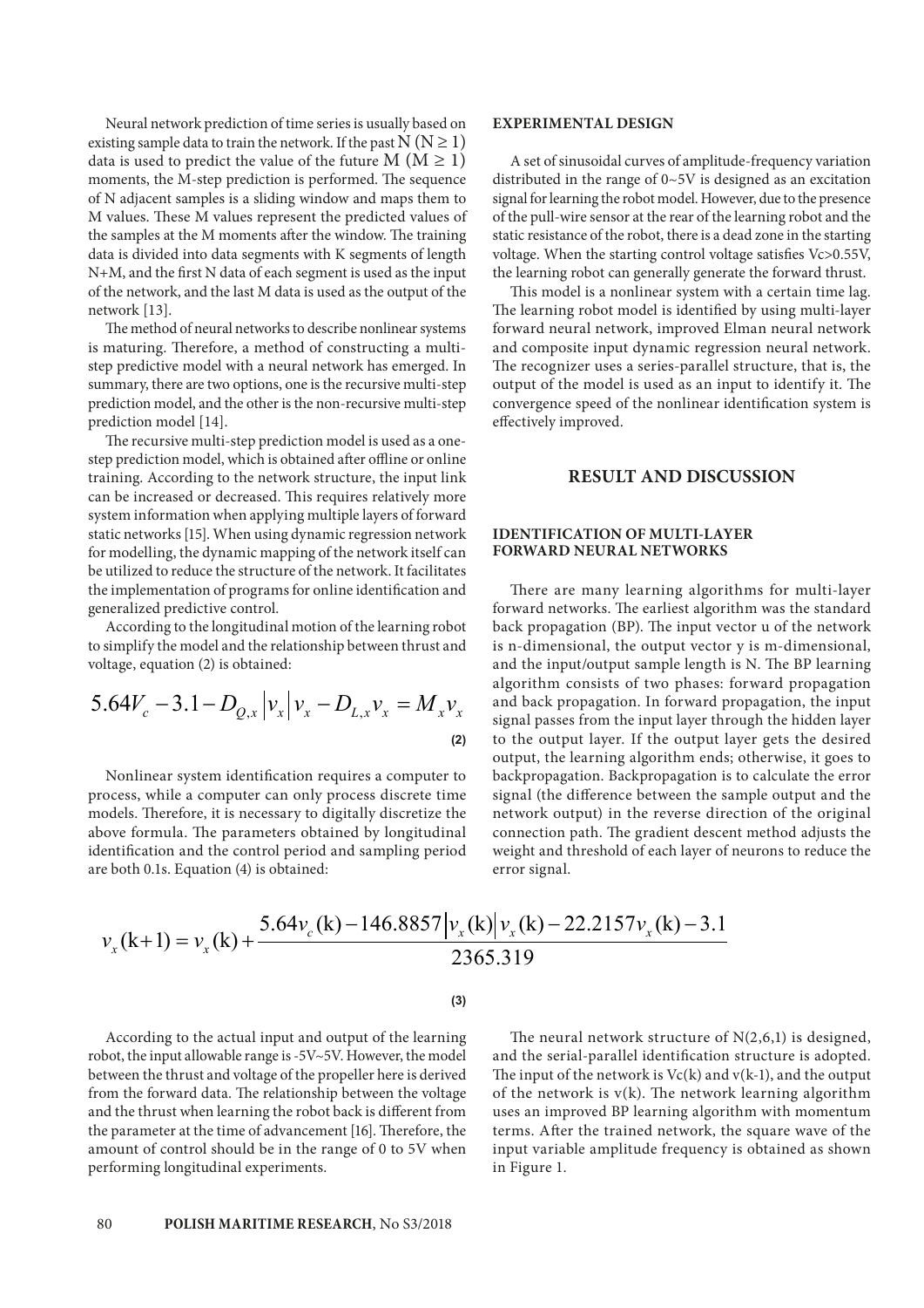Neural network prediction of time series is usually based on existing sample data to train the network. If the past $N$ ($N \geq 1$) data is used to predict the value of the future $M$ ($M \geq 1$) moments, the M-step prediction is performed. The sequence of N adjacent samples is a sliding window and maps them to M values. These M values represent the predicted values of the samples at the M moments after the window. The training data is divided into data segments with K segments of length N+M, and the first N data of each segment is used as the input of the network, and the last M data is used as the output of the network [13].

The method of neural networks to describe nonlinear systems is maturing. Therefore, a method of constructing a multi-step predictive model with a neural network has emerged. In summary, there are two options, one is the recursive multi-step prediction model, and the other is the non-recursive multi-step prediction model [14].

The recursive multi-step prediction model is used as a one-step prediction model, which is obtained after offline or online training. According to the network structure, the input link can be increased or decreased. This requires relatively more system information when applying multiple layers of forward static networks [15]. When using dynamic regression network for modelling, the dynamic mapping of the network itself can be utilized to reduce the structure of the network. It facilitates the implementation of programs for online identification and generalized predictive control.

According to the longitudinal motion of the learning robot to simplify the model and the relationship between thrust and voltage, equation (2) is obtained:

$$5.64V_c - 3.1 - D_{Q,x}\left|v_x\right|v_x - D_{L,x}v_x = M_x\dot{v}_x \tag{2}$$

Nonlinear system identification requires a computer to process, while a computer can only process discrete time models. Therefore, it is necessary to digitally discretize the above formula. The parameters obtained by longitudinal identification and the control period and sampling period are both 0.1s. Equation (4) is obtained:

$$v_x(\mathrm{k+1}) = v_x(\mathrm{k}) + \frac{5.64v_c(\mathrm{k}) - 146.8857\left|v_x(\mathrm{k})\right|v_x(\mathrm{k}) - 22.2157v_x(\mathrm{k}) - 3.1}{2365.319} \tag{3}$$

According to the actual input and output of the learning robot, the input allowable range is -5V~5V. However, the model between the thrust and voltage of the propeller here is derived from the forward data. The relationship between the voltage and the thrust when learning the robot back is different from the parameter at the time of advancement [16]. Therefore, the amount of control should be in the range of 0 to 5V when performing longitudinal experiments.

## EXPERIMENTAL DESIGN

A set of sinusoidal curves of amplitude-frequency variation distributed in the range of 0~5V is designed as an excitation signal for learning the robot model. However, due to the presence of the pull-wire sensor at the rear of the learning robot and the static resistance of the robot, there is a dead zone in the starting voltage. When the starting control voltage satisfies Vc>0.55V, the learning robot can generally generate the forward thrust.

This model is a nonlinear system with a certain time lag. The learning robot model is identified by using multi-layer forward neural network, improved Elman neural network and composite input dynamic regression neural network. The recognizer uses a series-parallel structure, that is, the output of the model is used as an input to identify it. The convergence speed of the nonlinear identification system is effectively improved.

## RESULT AND DISCUSSION

### IDENTIFICATION OF MULTI-LAYER FORWARD NEURAL NETWORKS

There are many learning algorithms for multi-layer forward networks. The earliest algorithm was the standard back propagation (BP). The input vector u of the network is n-dimensional, the output vector y is m-dimensional, and the input/output sample length is N. The BP learning algorithm consists of two phases: forward propagation and back propagation. In forward propagation, the input signal passes from the input layer through the hidden layer to the output layer. If the output layer gets the desired output, the learning algorithm ends; otherwise, it goes to backpropagation. Backpropagation is to calculate the error signal (the difference between the sample output and the network output) in the reverse direction of the original connection path. The gradient descent method adjusts the weight and threshold of each layer of neurons to reduce the error signal.

The neural network structure of N(2,6,1) is designed, and the serial-parallel identification structure is adopted. The input of the network is Vc(k) and v(k-1), and the output of the network is v(k). The network learning algorithm uses an improved BP learning algorithm with momentum terms. After the trained network, the square wave of the input variable amplitude frequency is obtained as shown in Figure 1.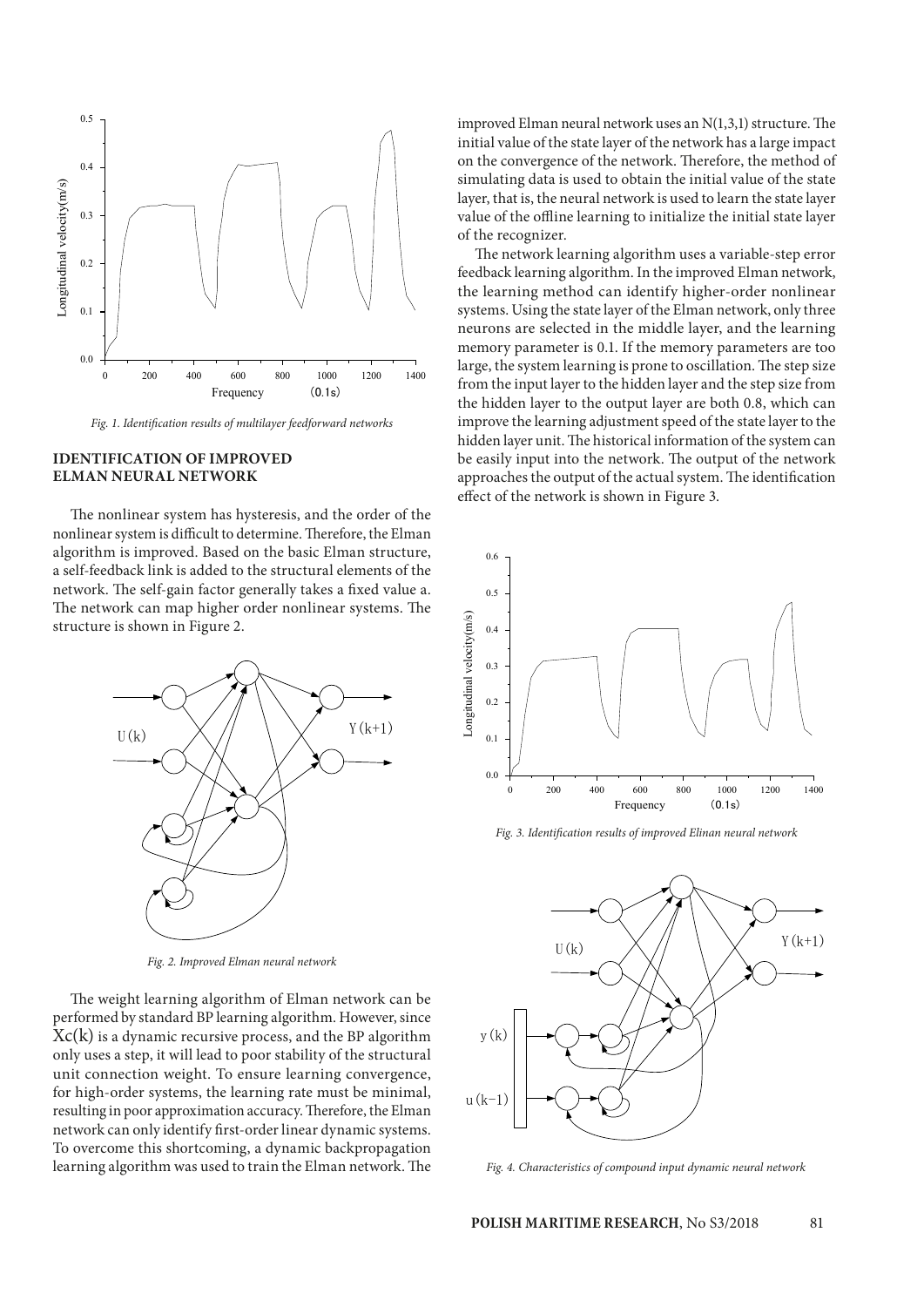*Fig. 1. Identification results of multilayer feedforward networks*

## IDENTIFICATION OF IMPROVED ELMAN NEURAL NETWORK

The nonlinear system has hysteresis, and the order of the nonlinear system is difficult to determine. Therefore, the Elman algorithm is improved. Based on the basic Elman structure, a self-feedback link is added to the structural elements of the network. The self-gain factor generally takes a fixed value a. The network can map higher order nonlinear systems. The structure is shown in Figure 2.

*Fig. 2. Improved Elman neural network*

The weight learning algorithm of Elman network can be performed by standard BP learning algorithm. However, since Xc(k) is a dynamic recursive process, and the BP algorithm only uses a step, it will lead to poor stability of the structural unit connection weight. To ensure learning convergence, for high-order systems, the learning rate must be minimal, resulting in poor approximation accuracy. Therefore, the Elman network can only identify first-order linear dynamic systems. To overcome this shortcoming, a dynamic backpropagation learning algorithm was used to train the Elman network. The improved Elman neural network uses an N(1,3,1) structure. The initial value of the state layer of the network has a large impact on the convergence of the network. Therefore, the method of simulating data is used to obtain the initial value of the state layer, that is, the neural network is used to learn the state layer value of the offline learning to initialize the initial state layer of the recognizer.

The network learning algorithm uses a variable-step error feedback learning algorithm. In the improved Elman network, the learning method can identify higher-order nonlinear systems. Using the state layer of the Elman network, only three neurons are selected in the middle layer, and the learning memory parameter is 0.1. If the memory parameters are too large, the system learning is prone to oscillation. The step size from the input layer to the hidden layer and the step size from the hidden layer to the output layer are both 0.8, which can improve the learning adjustment speed of the state layer to the hidden layer unit. The historical information of the system can be easily input into the network. The output of the network approaches the output of the actual system. The identification effect of the network is shown in Figure 3.

*Fig. 3. Identification results of improved Elinan neural network*

*Fig. 4. Characteristics of compound input dynamic neural network*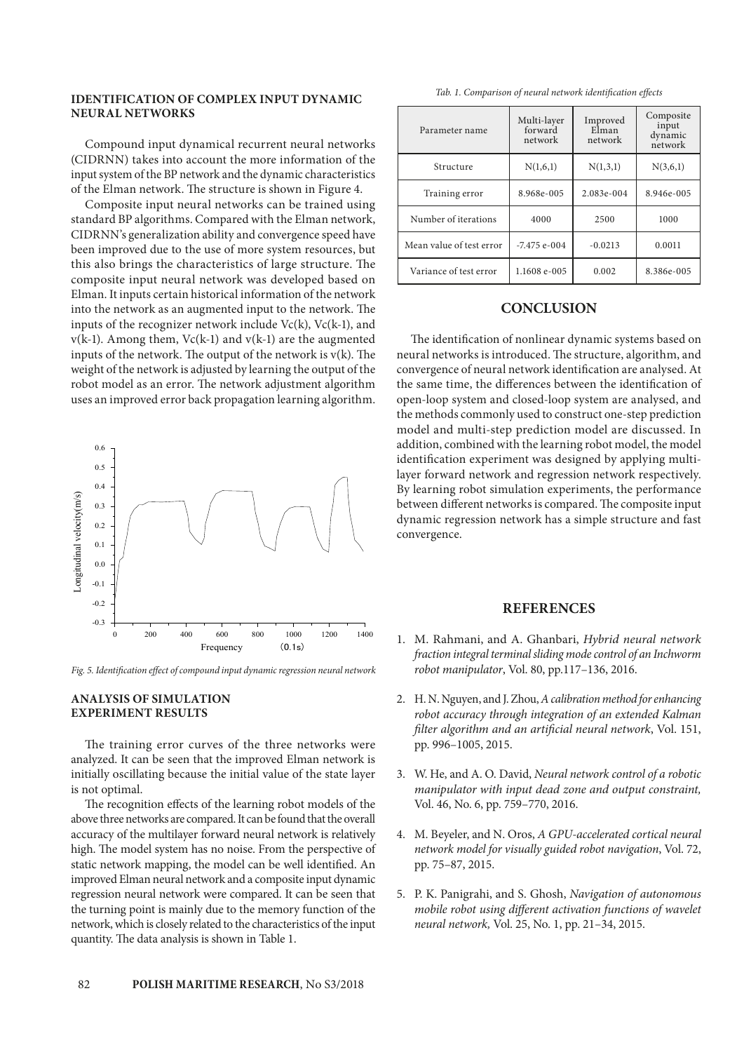### IDENTIFICATION OF COMPLEX INPUT DYNAMIC NEURAL NETWORKS

Compound input dynamical recurrent neural networks (CIDRNN) takes into account the more information of the input system of the BP network and the dynamic characteristics of the Elman network. The structure is shown in Figure 4.

Composite input neural networks can be trained using standard BP algorithms. Compared with the Elman network, CIDRNN's generalization ability and convergence speed have been improved due to the use of more system resources, but this also brings the characteristics of large structure. The composite input neural network was developed based on Elman. It inputs certain historical information of the network into the network as an augmented input to the network. The inputs of the recognizer network include Vc(k), Vc(k-1), and v(k-1). Among them, Vc(k-1) and v(k-1) are the augmented inputs of the network. The output of the network is v(k). The weight of the network is adjusted by learning the output of the robot model as an error. The network adjustment algorithm uses an improved error back propagation learning algorithm.

*Fig. 5. Identification effect of compound input dynamic regression neural network*

### ANALYSIS OF SIMULATION EXPERIMENT RESULTS

The training error curves of the three networks were analyzed. It can be seen that the improved Elman network is initially oscillating because the initial value of the state layer is not optimal.

The recognition effects of the learning robot models of the above three networks are compared. It can be found that the overall accuracy of the multilayer forward neural network is relatively high. The model system has no noise. From the perspective of static network mapping, the model can be well identified. An improved Elman neural network and a composite input dynamic regression neural network were compared. It can be seen that the turning point is mainly due to the memory function of the network, which is closely related to the characteristics of the input quantity. The data analysis is shown in Table 1.

*Tab. 1. Comparison of neural network identification effects*

| Parameter name | Multi-layer forward network | Improved Elman network | Composite input dynamic network |
|---|---|---|---|
| Structure | N(1,6,1) | N(1,3,1) | N(3,6,1) |
| Training error | 8.968e-005 | 2.083e-004 | 8.946e-005 |
| Number of iterations | 4000 | 2500 | 1000 |
| Mean value of test error | -7.475 e-004 | -0.0213 | 0.0011 |
| Variance of test error | 1.1608 e-005 | 0.002 | 8.386e-005 |

## CONCLUSION

The identification of nonlinear dynamic systems based on neural networks is introduced. The structure, algorithm, and convergence of neural network identification are analysed. At the same time, the differences between the identification of open-loop system and closed-loop system are analysed, and the methods commonly used to construct one-step prediction model and multi-step prediction model are discussed. In addition, combined with the learning robot model, the model identification experiment was designed by applying multi-layer forward network and regression network respectively. By learning robot simulation experiments, the performance between different networks is compared. The composite input dynamic regression network has a simple structure and fast convergence.

## REFERENCES

1. M. Rahmani, and A. Ghanbari, *Hybrid neural network fraction integral terminal sliding mode control of an Inchworm robot manipulator*, Vol. 80, pp.117–136, 2016.
2. H. N. Nguyen, and J. Zhou, *A calibration method for enhancing robot accuracy through integration of an extended Kalman filter algorithm and an artificial neural network*, Vol. 151, pp. 996–1005, 2015.
3. W. He, and A. O. David, *Neural network control of a robotic manipulator with input dead zone and output constraint,* Vol. 46, No. 6, pp. 759–770, 2016.
4. M. Beyeler, and N. Oros, *A GPU-accelerated cortical neural network model for visually guided robot navigation*, Vol. 72, pp. 75–87, 2015.
5. P. K. Panigrahi, and S. Ghosh, *Navigation of autonomous mobile robot using different activation functions of wavelet neural network,* Vol. 25, No. 1, pp. 21–34, 2015.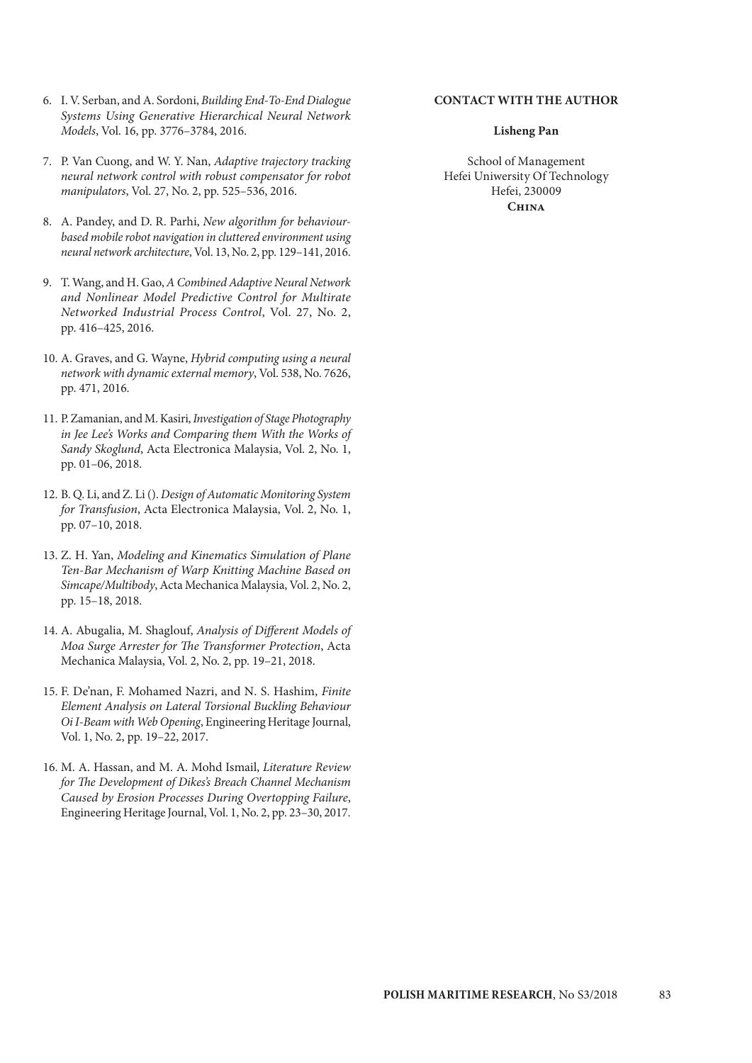6. I. V. Serban, and A. Sordoni, *Building End-To-End Dialogue Systems Using Generative Hierarchical Neural Network Models*, Vol. 16, pp. 3776–3784, 2016.

7. P. Van Cuong, and W. Y. Nan, *Adaptive trajectory tracking neural network control with robust compensator for robot manipulators*, Vol. 27, No. 2, pp. 525–536, 2016.

8. A. Pandey, and D. R. Parhi, *New algorithm for behaviour-based mobile robot navigation in cluttered environment using neural network architecture*, Vol. 13, No. 2, pp. 129–141, 2016.

9. T. Wang, and H. Gao, *A Combined Adaptive Neural Network and Nonlinear Model Predictive Control for Multirate Networked Industrial Process Control*, Vol. 27, No. 2, pp. 416–425, 2016.

10. A. Graves, and G. Wayne, *Hybrid computing using a neural network with dynamic external memory*, Vol. 538, No. 7626, pp. 471, 2016.

11. P. Zamanian, and M. Kasiri, *Investigation of Stage Photography in Jee Lee's Works and Comparing them With the Works of Sandy Skoglund*, Acta Electronica Malaysia, Vol. 2, No. 1, pp. 01–06, 2018.

12. B. Q. Li, and Z. Li (). *Design of Automatic Monitoring System for Transfusion*, Acta Electronica Malaysia, Vol. 2, No. 1, pp. 07–10, 2018.

13. Z. H. Yan, *Modeling and Kinematics Simulation of Plane Ten-Bar Mechanism of Warp Knitting Machine Based on Simcape/Multibody*, Acta Mechanica Malaysia, Vol. 2, No. 2, pp. 15–18, 2018.

14. A. Abugalia, M. Shaglouf, *Analysis of Different Models of Moa Surge Arrester for The Transformer Protection*, Acta Mechanica Malaysia, Vol. 2, No. 2, pp. 19–21, 2018.

15. F. De'nan, F. Mohamed Nazri, and N. S. Hashim, *Finite Element Analysis on Lateral Torsional Buckling Behaviour Oi I-Beam with Web Opening*, Engineering Heritage Journal, Vol. 1, No. 2, pp. 19–22, 2017.

16. M. A. Hassan, and M. A. Mohd Ismail, *Literature Review for The Development of Dikes's Breach Channel Mechanism Caused by Erosion Processes During Overtopping Failure*, Engineering Heritage Journal, Vol. 1, No. 2, pp. 23–30, 2017.

## CONTACT WITH THE AUTHOR

**Lisheng Pan**

School of Management
Hefei Uniwersity Of Technology
Hefei, 230009
**China**